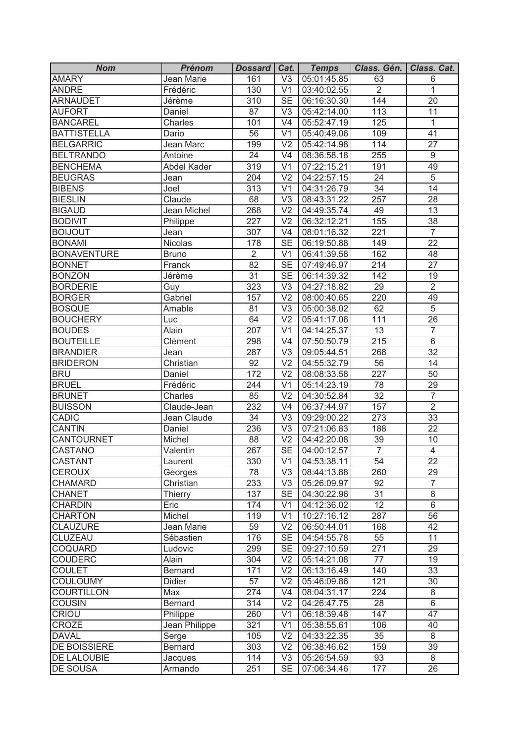| Nom | Prénom | Dossard | Cat. | Temps | Class. Gén. | Class. Cat. |
|---|---|---|---|---|---|---|
| AMARY | Jean Marie | 161 | V3 | 05:01:45.85 | 63 | 6 |
| ANDRE | Frédéric | 130 | V1 | 03:40:02.55 | 2 | 1 |
| ARNAUDET | Jérème | 310 | SE | 06:16:30.30 | 144 | 20 |
| AUFORT | Daniel | 87 | V3 | 05:42:14.00 | 113 | 11 |
| BANCAREL | Charles | 101 | V4 | 05:52:47.19 | 125 | 1 |
| BATTISTELLA | Dario | 56 | V1 | 05:40:49.06 | 109 | 41 |
| BELGARRIC | Jean Marc | 199 | V2 | 05:42:14.98 | 114 | 27 |
| BELTRANDO | Antoine | 24 | V4 | 08:36:58.18 | 255 | 9 |
| BENCHEMA | Abdel Kader | 319 | V1 | 07:22:15.21 | 191 | 49 |
| BEUGRAS | Jean | 204 | V2 | 04:22:57.15 | 24 | 5 |
| BIBENS | Joel | 313 | V1 | 04:31:26.79 | 34 | 14 |
| BIESLIN | Claude | 68 | V3 | 08:43:31.22 | 257 | 28 |
| BIGAUD | Jean Michel | 268 | V2 | 04:49:35.74 | 49 | 13 |
| BODIVIT | Philippe | 227 | V2 | 06:32:12.21 | 155 | 38 |
| BOIJOUT | Jean | 307 | V4 | 08:01:16.32 | 221 | 7 |
| BONAMI | Nicolas | 178 | SE | 06:19:50.88 | 149 | 22 |
| BONAVENTURE | Bruno | 2 | V1 | 06:41:39.58 | 162 | 48 |
| BONNET | Franck | 82 | SE | 07:49:46.97 | 214 | 27 |
| BONZON | Jérème | 31 | SE | 06:14:39.32 | 142 | 19 |
| BORDERIE | Guy | 323 | V3 | 04:27:18.82 | 29 | 2 |
| BORGER | Gabriel | 157 | V2 | 08:00:40.65 | 220 | 49 |
| BOSQUE | Amable | 81 | V3 | 05:00:38.02 | 62 | 5 |
| BOUCHERY | Luc | 64 | V2 | 05:41:17.06 | 111 | 26 |
| BOUDES | Alain | 207 | V1 | 04:14:25.37 | 13 | 7 |
| BOUTEILLE | Clément | 298 | V4 | 07:50:50.79 | 215 | 6 |
| BRANDIER | Jean | 287 | V3 | 09:05:44.51 | 268 | 32 |
| BRIDERON | Christian | 92 | V2 | 04:55:32.79 | 56 | 14 |
| BRU | Daniel | 172 | V2 | 08:08:33.58 | 227 | 50 |
| BRUEL | Frédéric | 244 | V1 | 05:14:23.19 | 78 | 29 |
| BRUNET | Charles | 85 | V2 | 04:30:52.84 | 32 | 7 |
| BUISSON | Claude-Jean | 232 | V4 | 06:37:44.97 | 157 | 2 |
| CADIC | Jean Claude | 34 | V3 | 09:29:00.22 | 273 | 33 |
| CANTIN | Daniel | 236 | V3 | 07:21:06.83 | 188 | 22 |
| CANTOURNET | Michel | 88 | V2 | 04:42:20.08 | 39 | 10 |
| CASTANO | Valentin | 267 | SE | 04:00:12.57 | 7 | 4 |
| CASTANT | Laurent | 330 | V1 | 04:53:38.11 | 54 | 22 |
| CEROUX | Georges | 78 | V3 | 08:44:13.88 | 260 | 29 |
| CHAMARD | Christian | 233 | V3 | 05:26:09.97 | 92 | 7 |
| CHANET | Thierry | 137 | SE | 04:30:22.96 | 31 | 8 |
| CHARDIN | Eric | 174 | V1 | 04:12:36.02 | 12 | 6 |
| CHARTON | Michel | 119 | V1 | 10:27:16.12 | 287 | 56 |
| CLAUZURE | Jean Marie | 59 | V2 | 06:50:44.01 | 168 | 42 |
| CLUZEAU | Sébastien | 176 | SE | 04:54:55.78 | 55 | 11 |
| COQUARD | Ludovic | 299 | SE | 09:27:10.59 | 271 | 29 |
| COUDERC | Alain | 304 | V2 | 05:14:21.08 | 77 | 19 |
| COULET | Bernard | 171 | V2 | 06:13:16.49 | 140 | 33 |
| COULOUMY | Didier | 57 | V2 | 05:46:09.86 | 121 | 30 |
| COURTILLON | Max | 274 | V4 | 08:04:31.17 | 224 | 8 |
| COUSIN | Bernard | 314 | V2 | 04:26:47.75 | 28 | 6 |
| CRIOU | Philippe | 260 | V1 | 06:18:39.48 | 147 | 47 |
| CROZE | Jean Philippe | 321 | V1 | 05:38:55.61 | 106 | 40 |
| DAVAL | Serge | 105 | V2 | 04:33:22.35 | 35 | 8 |
| DE BOISSIERE | Bernard | 303 | V2 | 06:38:46.62 | 159 | 39 |
| DE LALOUBIE | Jacques | 114 | V3 | 05:26:54.59 | 93 | 8 |
| DE SOUSA | Armando | 251 | SE | 07:06:34.46 | 177 | 26 |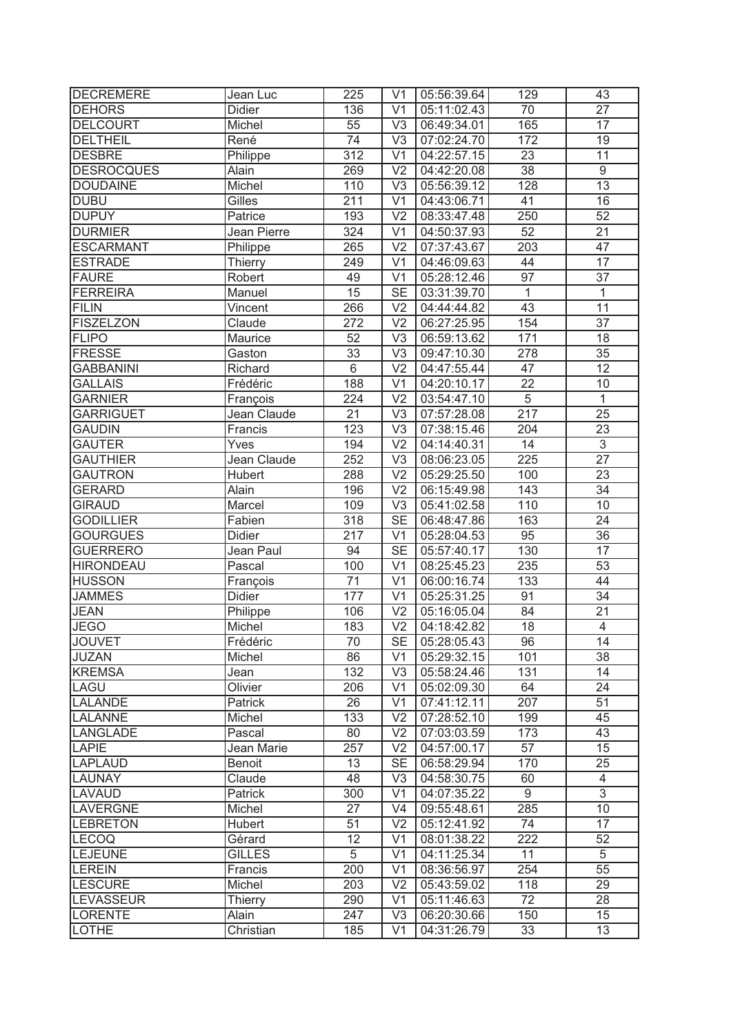| | | | | | | |
|---|---|---|---|---|---|---|
| DECREMERE | Jean Luc | 225 | V1 | 05:56:39.64 | 129 | 43 |
| DEHORS | Didier | 136 | V1 | 05:11:02.43 | 70 | 27 |
| DELCOURT | Michel | 55 | V3 | 06:49:34.01 | 165 | 17 |
| DELTHEIL | René | 74 | V3 | 07:02:24.70 | 172 | 19 |
| DESBRE | Philippe | 312 | V1 | 04:22:57.15 | 23 | 11 |
| DESROCQUES | Alain | 269 | V2 | 04:42:20.08 | 38 | 9 |
| DOUDAINE | Michel | 110 | V3 | 05:56:39.12 | 128 | 13 |
| DUBU | Gilles | 211 | V1 | 04:43:06.71 | 41 | 16 |
| DUPUY | Patrice | 193 | V2 | 08:33:47.48 | 250 | 52 |
| DURMIER | Jean Pierre | 324 | V1 | 04:50:37.93 | 52 | 21 |
| ESCARMANT | Philippe | 265 | V2 | 07:37:43.67 | 203 | 47 |
| ESTRADE | Thierry | 249 | V1 | 04:46:09.63 | 44 | 17 |
| FAURE | Robert | 49 | V1 | 05:28:12.46 | 97 | 37 |
| FERREIRA | Manuel | 15 | SE | 03:31:39.70 | 1 | 1 |
| FILIN | Vincent | 266 | V2 | 04:44:44.82 | 43 | 11 |
| FISZELZON | Claude | 272 | V2 | 06:27:25.95 | 154 | 37 |
| FLIPO | Maurice | 52 | V3 | 06:59:13.62 | 171 | 18 |
| FRESSE | Gaston | 33 | V3 | 09:47:10.30 | 278 | 35 |
| GABBANINI | Richard | 6 | V2 | 04:47:55.44 | 47 | 12 |
| GALLAIS | Frédéric | 188 | V1 | 04:20:10.17 | 22 | 10 |
| GARNIER | François | 224 | V2 | 03:54:47.10 | 5 | 1 |
| GARRIGUET | Jean Claude | 21 | V3 | 07:57:28.08 | 217 | 25 |
| GAUDIN | Francis | 123 | V3 | 07:38:15.46 | 204 | 23 |
| GAUTER | Yves | 194 | V2 | 04:14:40.31 | 14 | 3 |
| GAUTHIER | Jean Claude | 252 | V3 | 08:06:23.05 | 225 | 27 |
| GAUTRON | Hubert | 288 | V2 | 05:29:25.50 | 100 | 23 |
| GERARD | Alain | 196 | V2 | 06:15:49.98 | 143 | 34 |
| GIRAUD | Marcel | 109 | V3 | 05:41:02.58 | 110 | 10 |
| GODILLIER | Fabien | 318 | SE | 06:48:47.86 | 163 | 24 |
| GOURGUES | Didier | 217 | V1 | 05:28:04.53 | 95 | 36 |
| GUERRERO | Jean Paul | 94 | SE | 05:57:40.17 | 130 | 17 |
| HIRONDEAU | Pascal | 100 | V1 | 08:25:45.23 | 235 | 53 |
| HUSSON | François | 71 | V1 | 06:00:16.74 | 133 | 44 |
| JAMMES | Didier | 177 | V1 | 05:25:31.25 | 91 | 34 |
| JEAN | Philippe | 106 | V2 | 05:16:05.04 | 84 | 21 |
| JEGO | Michel | 183 | V2 | 04:18:42.82 | 18 | 4 |
| JOUVET | Frédéric | 70 | SE | 05:28:05.43 | 96 | 14 |
| JUZAN | Michel | 86 | V1 | 05:29:32.15 | 101 | 38 |
| KREMSA | Jean | 132 | V3 | 05:58:24.46 | 131 | 14 |
| LAGU | Olivier | 206 | V1 | 05:02:09.30 | 64 | 24 |
| LALANDE | Patrick | 26 | V1 | 07:41:12.11 | 207 | 51 |
| LALANNE | Michel | 133 | V2 | 07:28:52.10 | 199 | 45 |
| LANGLADE | Pascal | 80 | V2 | 07:03:03.59 | 173 | 43 |
| LAPIE | Jean Marie | 257 | V2 | 04:57:00.17 | 57 | 15 |
| LAPLAUD | Benoit | 13 | SE | 06:58:29.94 | 170 | 25 |
| LAUNAY | Claude | 48 | V3 | 04:58:30.75 | 60 | 4 |
| LAVAUD | Patrick | 300 | V1 | 04:07:35.22 | 9 | 3 |
| LAVERGNE | Michel | 27 | V4 | 09:55:48.61 | 285 | 10 |
| LEBRETON | Hubert | 51 | V2 | 05:12:41.92 | 74 | 17 |
| LECOQ | Gérard | 12 | V1 | 08:01:38.22 | 222 | 52 |
| LEJEUNE | GILLES | 5 | V1 | 04:11:25.34 | 11 | 5 |
| LEREIN | Francis | 200 | V1 | 08:36:56.97 | 254 | 55 |
| LESCURE | Michel | 203 | V2 | 05:43:59.02 | 118 | 29 |
| LEVASSEUR | Thierry | 290 | V1 | 05:11:46.63 | 72 | 28 |
| LORENTE | Alain | 247 | V3 | 06:20:30.66 | 150 | 15 |
| LOTHE | Christian | 185 | V1 | 04:31:26.79 | 33 | 13 |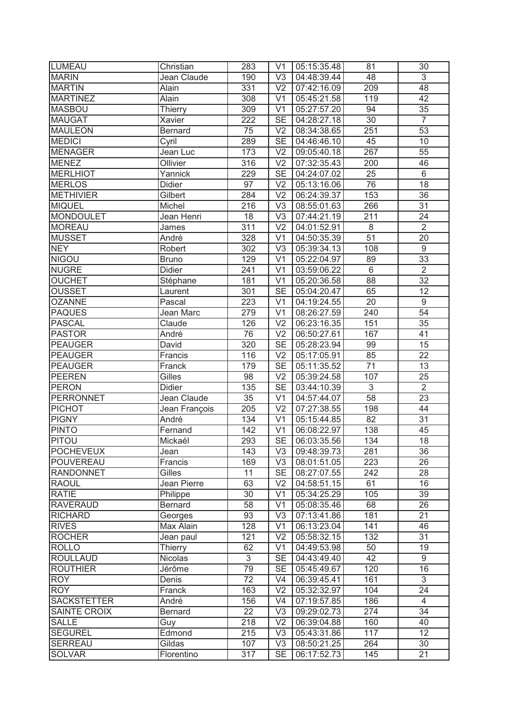| LUMEAU | Christian | 283 | V1 | 05:15:35.48 | 81 | 30 |
|---|---|---|---|---|---|---|
| MARIN | Jean Claude | 190 | V3 | 04:48:39.44 | 48 | 3 |
| MARTIN | Alain | 331 | V2 | 07:42:16.09 | 209 | 48 |
| MARTINEZ | Alain | 308 | V1 | 05:45:21.58 | 119 | 42 |
| MASBOU | Thierry | 309 | V1 | 05:27:57.20 | 94 | 35 |
| MAUGAT | Xavier | 222 | SE | 04:28:27.18 | 30 | 7 |
| MAULEON | Bernard | 75 | V2 | 08:34:38.65 | 251 | 53 |
| MEDICI | Cyril | 289 | SE | 04:46:46.10 | 45 | 10 |
| MENAGER | Jean Luc | 173 | V2 | 09:05:40.18 | 267 | 55 |
| MENEZ | Ollivier | 316 | V2 | 07:32:35.43 | 200 | 46 |
| MERLHIOT | Yannick | 229 | SE | 04:24:07.02 | 25 | 6 |
| MERLOS | Didier | 97 | V2 | 05:13:16.06 | 76 | 18 |
| METHIVIER | Gilbert | 284 | V2 | 06:24:39.37 | 153 | 36 |
| MIQUEL | Michel | 216 | V3 | 08:55:01.63 | 266 | 31 |
| MONDOULET | Jean Henri | 18 | V3 | 07:44:21.19 | 211 | 24 |
| MOREAU | James | 311 | V2 | 04:01:52.91 | 8 | 2 |
| MUSSET | André | 328 | V1 | 04:50:35.39 | 51 | 20 |
| NEY | Robert | 302 | V3 | 05:39:34.13 | 108 | 9 |
| NIGOU | Bruno | 129 | V1 | 05:22:04.97 | 89 | 33 |
| NUGRE | Didier | 241 | V1 | 03:59:06.22 | 6 | 2 |
| OUCHET | Stéphane | 181 | V1 | 05:20:36.58 | 88 | 32 |
| OUSSET | Laurent | 301 | SE | 05:04:20.47 | 65 | 12 |
| OZANNE | Pascal | 223 | V1 | 04:19:24.55 | 20 | 9 |
| PAQUES | Jean Marc | 279 | V1 | 08:26:27.59 | 240 | 54 |
| PASCAL | Claude | 126 | V2 | 06:23:16.35 | 151 | 35 |
| PASTOR | André | 76 | V2 | 06:50:27.61 | 167 | 41 |
| PEAUGER | David | 320 | SE | 05:28:23.94 | 99 | 15 |
| PEAUGER | Francis | 116 | V2 | 05:17:05.91 | 85 | 22 |
| PEAUGER | Franck | 179 | SE | 05:11:35.52 | 71 | 13 |
| PEEREN | Gilles | 98 | V2 | 05:39:24.58 | 107 | 25 |
| PERON | Didier | 135 | SE | 03:44:10.39 | 3 | 2 |
| PERRONNET | Jean Claude | 35 | V1 | 04:57:44.07 | 58 | 23 |
| PICHOT | Jean François | 205 | V2 | 07:27:38.55 | 198 | 44 |
| PIGNY | André | 134 | V1 | 05:15:44.85 | 82 | 31 |
| PINTO | Fernand | 142 | V1 | 06:08:22.97 | 138 | 45 |
| PITOU | Mickaél | 293 | SE | 06:03:35.56 | 134 | 18 |
| POCHEVEUX | Jean | 143 | V3 | 09:48:39.73 | 281 | 36 |
| POUVEREAU | Francis | 169 | V3 | 08:01:51.05 | 223 | 26 |
| RANDONNET | Gilles | 11 | SE | 08:27:07.55 | 242 | 28 |
| RAOUL | Jean Pierre | 63 | V2 | 04:58:51.15 | 61 | 16 |
| RATIE | Philippe | 30 | V1 | 05:34:25.29 | 105 | 39 |
| RAVERAUD | Bernard | 58 | V1 | 05:08:35.46 | 68 | 26 |
| RICHARD | Georges | 93 | V3 | 07:13:41.86 | 181 | 21 |
| RIVES | Max Alain | 128 | V1 | 06:13:23.04 | 141 | 46 |
| ROCHER | Jean paul | 121 | V2 | 05:58:32.15 | 132 | 31 |
| ROLLO | Thierry | 62 | V1 | 04:49:53.98 | 50 | 19 |
| ROULLAUD | Nicolas | 3 | SE | 04:43:49.40 | 42 | 9 |
| ROUTHIER | Jérôme | 79 | SE | 05:45:49.67 | 120 | 16 |
| ROY | Denis | 72 | V4 | 06:39:45.41 | 161 | 3 |
| ROY | Franck | 163 | V2 | 05:32:32.97 | 104 | 24 |
| SACKSTETTER | André | 156 | V4 | 07:19:57.85 | 186 | 4 |
| SAINTE CROIX | Bernard | 22 | V3 | 09:29:02.73 | 274 | 34 |
| SALLE | Guy | 218 | V2 | 06:39:04.88 | 160 | 40 |
| SEGUREL | Edmond | 215 | V3 | 05:43:31.86 | 117 | 12 |
| SERREAU | Gildas | 107 | V3 | 08:50:21.25 | 264 | 30 |
| SOLVAR | Florentino | 317 | SE | 06:17:52.73 | 145 | 21 |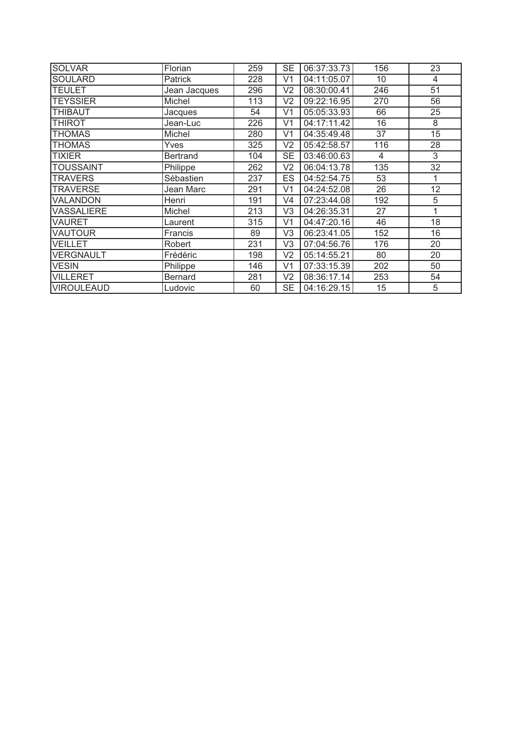| | | | | | | |
|---|---|---|---|---|---|---|
| SOLVAR | Florian | 259 | SE | 06:37:33.73 | 156 | 23 |
| SOULARD | Patrick | 228 | V1 | 04:11:05.07 | 10 | 4 |
| TEULET | Jean Jacques | 296 | V2 | 08:30:00.41 | 246 | 51 |
| TEYSSIER | Michel | 113 | V2 | 09:22:16.95 | 270 | 56 |
| THIBAUT | Jacques | 54 | V1 | 05:05:33.93 | 66 | 25 |
| THIROT | Jean-Luc | 226 | V1 | 04:17:11.42 | 16 | 8 |
| THOMAS | Michel | 280 | V1 | 04:35:49.48 | 37 | 15 |
| THOMAS | Yves | 325 | V2 | 05:42:58.57 | 116 | 28 |
| TIXIER | Bertrand | 104 | SE | 03:46:00.63 | 4 | 3 |
| TOUSSAINT | Philippe | 262 | V2 | 06:04:13.78 | 135 | 32 |
| TRAVERS | Sébastien | 237 | ES | 04:52:54.75 | 53 | 1 |
| TRAVERSE | Jean Marc | 291 | V1 | 04:24:52.08 | 26 | 12 |
| VALANDON | Henri | 191 | V4 | 07:23:44.08 | 192 | 5 |
| VASSALIERE | Michel | 213 | V3 | 04:26:35.31 | 27 | 1 |
| VAURET | Laurent | 315 | V1 | 04:47:20.16 | 46 | 18 |
| VAUTOUR | Francis | 89 | V3 | 06:23:41.05 | 152 | 16 |
| VEILLET | Robert | 231 | V3 | 07:04:56.76 | 176 | 20 |
| VERGNAULT | Frédéric | 198 | V2 | 05:14:55.21 | 80 | 20 |
| VESIN | Philippe | 146 | V1 | 07:33:15.39 | 202 | 50 |
| VILLERET | Bernard | 281 | V2 | 08:36:17.14 | 253 | 54 |
| VIROULEAUD | Ludovic | 60 | SE | 04:16:29.15 | 15 | 5 |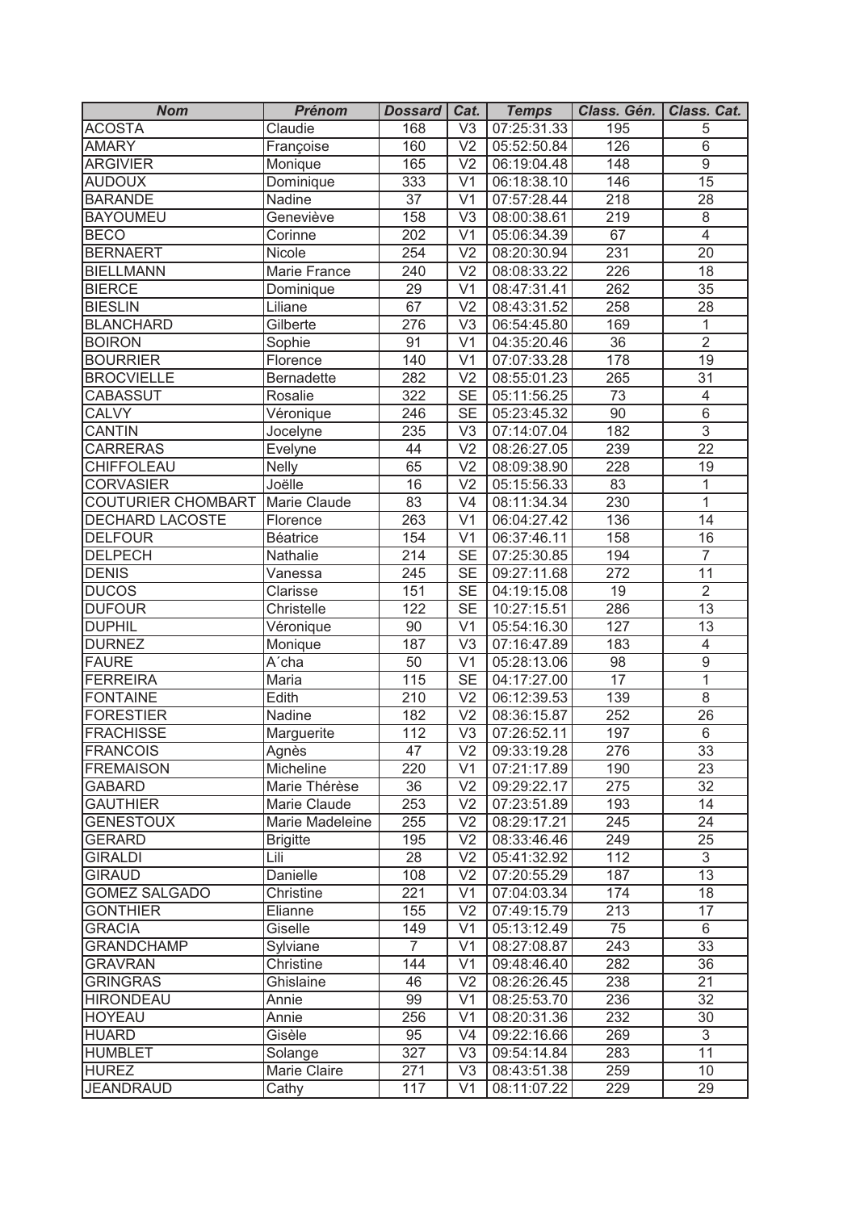| Nom | Prénom | Dossard | Cat. | Temps | Class. Gén. | Class. Cat. |
|---|---|---|---|---|---|---|
| ACOSTA | Claudie | 168 | V3 | 07:25:31.33 | 195 | 5 |
| AMARY | Françoise | 160 | V2 | 05:52:50.84 | 126 | 6 |
| ARGIVIER | Monique | 165 | V2 | 06:19:04.48 | 148 | 9 |
| AUDOUX | Dominique | 333 | V1 | 06:18:38.10 | 146 | 15 |
| BARANDE | Nadine | 37 | V1 | 07:57:28.44 | 218 | 28 |
| BAYOUMEU | Geneviève | 158 | V3 | 08:00:38.61 | 219 | 8 |
| BECO | Corinne | 202 | V1 | 05:06:34.39 | 67 | 4 |
| BERNAERT | Nicole | 254 | V2 | 08:20:30.94 | 231 | 20 |
| BIELLMANN | Marie France | 240 | V2 | 08:08:33.22 | 226 | 18 |
| BIERCE | Dominique | 29 | V1 | 08:47:31.41 | 262 | 35 |
| BIESLIN | Liliane | 67 | V2 | 08:43:31.52 | 258 | 28 |
| BLANCHARD | Gilberte | 276 | V3 | 06:54:45.80 | 169 | 1 |
| BOIRON | Sophie | 91 | V1 | 04:35:20.46 | 36 | 2 |
| BOURRIER | Florence | 140 | V1 | 07:07:33.28 | 178 | 19 |
| BROCVIELLE | Bernadette | 282 | V2 | 08:55:01.23 | 265 | 31 |
| CABASSUT | Rosalie | 322 | SE | 05:11:56.25 | 73 | 4 |
| CALVY | Véronique | 246 | SE | 05:23:45.32 | 90 | 6 |
| CANTIN | Jocelyne | 235 | V3 | 07:14:07.04 | 182 | 3 |
| CARRERAS | Evelyne | 44 | V2 | 08:26:27.05 | 239 | 22 |
| CHIFFOLEAU | Nelly | 65 | V2 | 08:09:38.90 | 228 | 19 |
| CORVASIER | Joëlle | 16 | V2 | 05:15:56.33 | 83 | 1 |
| COUTURIER CHOMBART | Marie Claude | 83 | V4 | 08:11:34.34 | 230 | 1 |
| DECHARD LACOSTE | Florence | 263 | V1 | 06:04:27.42 | 136 | 14 |
| DELFOUR | Béatrice | 154 | V1 | 06:37:46.11 | 158 | 16 |
| DELPECH | Nathalie | 214 | SE | 07:25:30.85 | 194 | 7 |
| DENIS | Vanessa | 245 | SE | 09:27:11.68 | 272 | 11 |
| DUCOS | Clarisse | 151 | SE | 04:19:15.08 | 19 | 2 |
| DUFOUR | Christelle | 122 | SE | 10:27:15.51 | 286 | 13 |
| DUPHIL | Véronique | 90 | V1 | 05:54:16.30 | 127 | 13 |
| DURNEZ | Monique | 187 | V3 | 07:16:47.89 | 183 | 4 |
| FAURE | A´cha | 50 | V1 | 05:28:13.06 | 98 | 9 |
| FERREIRA | Maria | 115 | SE | 04:17:27.00 | 17 | 1 |
| FONTAINE | Edith | 210 | V2 | 06:12:39.53 | 139 | 8 |
| FORESTIER | Nadine | 182 | V2 | 08:36:15.87 | 252 | 26 |
| FRACHISSE | Marguerite | 112 | V3 | 07:26:52.11 | 197 | 6 |
| FRANCOIS | Agnès | 47 | V2 | 09:33:19.28 | 276 | 33 |
| FREMAISON | Micheline | 220 | V1 | 07:21:17.89 | 190 | 23 |
| GABARD | Marie Thérèse | 36 | V2 | 09:29:22.17 | 275 | 32 |
| GAUTHIER | Marie Claude | 253 | V2 | 07:23:51.89 | 193 | 14 |
| GENESTOUX | Marie Madeleine | 255 | V2 | 08:29:17.21 | 245 | 24 |
| GERARD | Brigitte | 195 | V2 | 08:33:46.46 | 249 | 25 |
| GIRALDI | Lili | 28 | V2 | 05:41:32.92 | 112 | 3 |
| GIRAUD | Danielle | 108 | V2 | 07:20:55.29 | 187 | 13 |
| GOMEZ SALGADO | Christine | 221 | V1 | 07:04:03.34 | 174 | 18 |
| GONTHIER | Elianne | 155 | V2 | 07:49:15.79 | 213 | 17 |
| GRACIA | Giselle | 149 | V1 | 05:13:12.49 | 75 | 6 |
| GRANDCHAMP | Sylviane | 7 | V1 | 08:27:08.87 | 243 | 33 |
| GRAVRAN | Christine | 144 | V1 | 09:48:46.40 | 282 | 36 |
| GRINGRAS | Ghislaine | 46 | V2 | 08:26:26.45 | 238 | 21 |
| HIRONDEAU | Annie | 99 | V1 | 08:25:53.70 | 236 | 32 |
| HOYEAU | Annie | 256 | V1 | 08:20:31.36 | 232 | 30 |
| HUARD | Gisèle | 95 | V4 | 09:22:16.66 | 269 | 3 |
| HUMBLET | Solange | 327 | V3 | 09:54:14.84 | 283 | 11 |
| HUREZ | Marie Claire | 271 | V3 | 08:43:51.38 | 259 | 10 |
| JEANDRAUD | Cathy | 117 | V1 | 08:11:07.22 | 229 | 29 |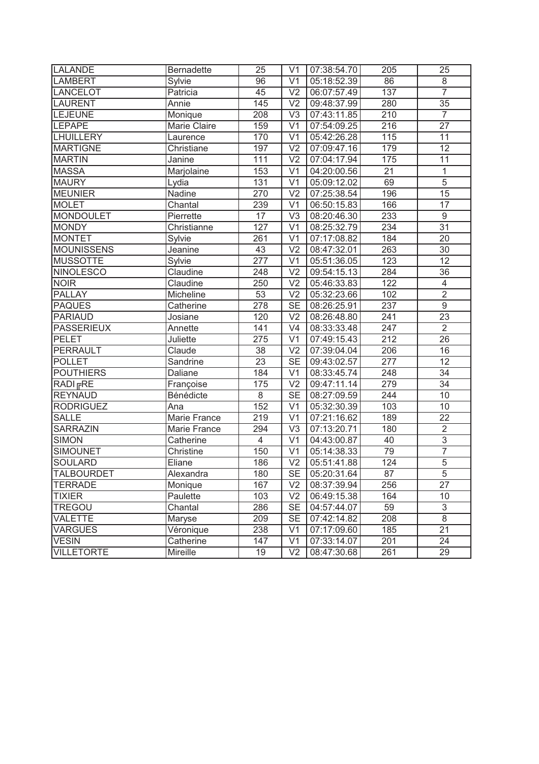| | | | | | | |
|---|---|---|---|---|---|---|
| LALANDE | Bernadette | 25 | V1 | 07:38:54.70 | 205 | 25 |
| LAMBERT | Sylvie | 96 | V1 | 05:18:52.39 | 86 | 8 |
| LANCELOT | Patricia | 45 | V2 | 06:07:57.49 | 137 | 7 |
| LAURENT | Annie | 145 | V2 | 09:48:37.99 | 280 | 35 |
| LEJEUNE | Monique | 208 | V3 | 07:43:11.85 | 210 | 7 |
| LEPAPE | Marie Claire | 159 | V1 | 07:54:09.25 | 216 | 27 |
| LHUILLERY | Laurence | 170 | V1 | 05:42:26.28 | 115 | 11 |
| MARTIGNE | Christiane | 197 | V2 | 07:09:47.16 | 179 | 12 |
| MARTIN | Janine | 111 | V2 | 07:04:17.94 | 175 | 11 |
| MASSA | Marjolaine | 153 | V1 | 04:20:00.56 | 21 | 1 |
| MAURY | Lydia | 131 | V1 | 05:09:12.02 | 69 | 5 |
| MEUNIER | Nadine | 270 | V2 | 07:25:38.54 | 196 | 15 |
| MOLET | Chantal | 239 | V1 | 06:50:15.83 | 166 | 17 |
| MONDOULET | Pierrette | 17 | V3 | 08:20:46.30 | 233 | 9 |
| MONDY | Christianne | 127 | V1 | 08:25:32.79 | 234 | 31 |
| MONTET | Sylvie | 261 | V1 | 07:17:08.82 | 184 | 20 |
| MOUNISSENS | Jeanine | 43 | V2 | 08:47:32.01 | 263 | 30 |
| MUSSOTTE | Sylvie | 277 | V1 | 05:51:36.05 | 123 | 12 |
| NINOLESCO | Claudine | 248 | V2 | 09:54:15.13 | 284 | 36 |
| NOIR | Claudine | 250 | V2 | 05:46:33.83 | 122 | 4 |
| PALLAY | Micheline | 53 | V2 | 05:32:23.66 | 102 | 2 |
| PAQUES | Catherine | 278 | SE | 08:26:25.91 | 237 | 9 |
| PARIAUD | Josiane | 120 | V2 | 08:26:48.80 | 241 | 23 |
| PASSERIEUX | Annette | 141 | V4 | 08:33:33.48 | 247 | 2 |
| PELET | Juliette | 275 | V1 | 07:49:15.43 | 212 | 26 |
| PERRAULT | Claude | 38 | V2 | 07:39:04.04 | 206 | 16 |
| POLLET | Sandrine | 23 | SE | 09:43:02.57 | 277 | 12 |
| POUTHIERS | Daliane | 184 | V1 | 08:33:45.74 | 248 | 34 |
| RADI╔RE | Françoise | 175 | V2 | 09:47:11.14 | 279 | 34 |
| REYNAUD | Bénédicte | 8 | SE | 08:27:09.59 | 244 | 10 |
| RODRIGUEZ | Ana | 152 | V1 | 05:32:30.39 | 103 | 10 |
| SALLE | Marie France | 219 | V1 | 07:21:16.62 | 189 | 22 |
| SARRAZIN | Marie France | 294 | V3 | 07:13:20.71 | 180 | 2 |
| SIMON | Catherine | 4 | V1 | 04:43:00.87 | 40 | 3 |
| SIMOUNET | Christine | 150 | V1 | 05:14:38.33 | 79 | 7 |
| SOULARD | Eliane | 186 | V2 | 05:51:41.88 | 124 | 5 |
| TALBOURDET | Alexandra | 180 | SE | 05:20:31.64 | 87 | 5 |
| TERRADE | Monique | 167 | V2 | 08:37:39.94 | 256 | 27 |
| TIXIER | Paulette | 103 | V2 | 06:49:15.38 | 164 | 10 |
| TREGOU | Chantal | 286 | SE | 04:57:44.07 | 59 | 3 |
| VALETTE | Maryse | 209 | SE | 07:42:14.82 | 208 | 8 |
| VARGUES | Véronique | 238 | V1 | 07:17:09.60 | 185 | 21 |
| VESIN | Catherine | 147 | V1 | 07:33:14.07 | 201 | 24 |
| VILLETORTE | Mireille | 19 | V2 | 08:47:30.68 | 261 | 29 |